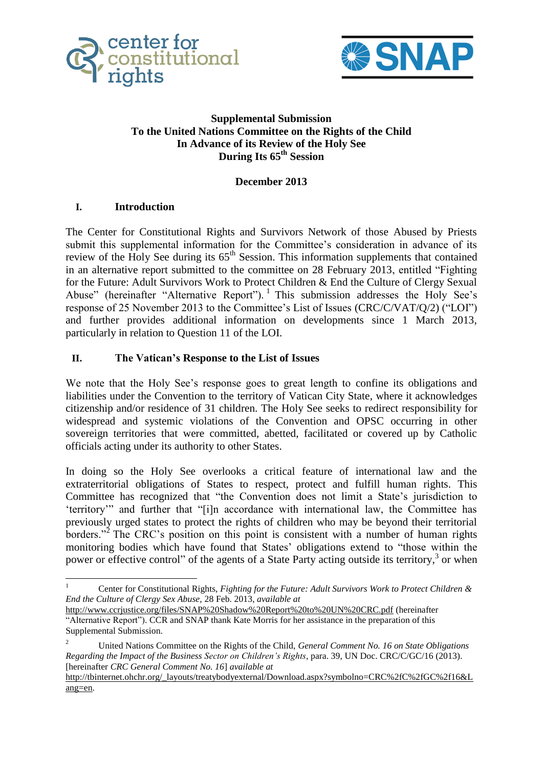**Supplemental Submission**
**To the United Nations Committee on the Rights of the Child**
**In Advance of its Review of the Holy See**
**During Its 65th Session**

**December 2013**

## I. Introduction

The Center for Constitutional Rights and Survivors Network of those Abused by Priests submit this supplemental information for the Committee's consideration in advance of its review of the Holy See during its 65th Session. This information supplements that contained in an alternative report submitted to the committee on 28 February 2013, entitled "Fighting for the Future: Adult Survivors Work to Protect Children & End the Culture of Clergy Sexual Abuse" (hereinafter "Alternative Report").[1] This submission addresses the Holy See's response of 25 November 2013 to the Committee's List of Issues (CRC/C/VAT/Q/2) ("LOI") and further provides additional information on developments since 1 March 2013, particularly in relation to Question 11 of the LOI.

## II. The Vatican's Response to the List of Issues

We note that the Holy See's response goes to great length to confine its obligations and liabilities under the Convention to the territory of Vatican City State, where it acknowledges citizenship and/or residence of 31 children. The Holy See seeks to redirect responsibility for widespread and systemic violations of the Convention and OPSC occurring in other sovereign territories that were committed, abetted, facilitated or covered up by Catholic officials acting under its authority to other States.

In doing so the Holy See overlooks a critical feature of international law and the extraterritorial obligations of States to respect, protect and fulfill human rights. This Committee has recognized that "the Convention does not limit a State's jurisdiction to 'territory'" and further that "[i]n accordance with international law, the Committee has previously urged states to protect the rights of children who may be beyond their territorial borders."[2] The CRC's position on this point is consistent with a number of human rights monitoring bodies which have found that States' obligations extend to "those within the power or effective control" of the agents of a State Party acting outside its territory,[3] or when

---

[1] Center for Constitutional Rights, *Fighting for the Future: Adult Survivors Work to Protect Children & End the Culture of Clergy Sex Abuse*, 28 Feb. 2013, *available at* http://www.ccrjustice.org/files/SNAP%20Shadow%20Report%20to%20UN%20CRC.pdf (hereinafter "Alternative Report"). CCR and SNAP thank Kate Morris for her assistance in the preparation of this Supplemental Submission.

[2] United Nations Committee on the Rights of the Child, *General Comment No. 16 on State Obligations Regarding the Impact of the Business Sector on Children's Rights*, para. 39, UN Doc. CRC/C/GC/16 (2013). [hereinafter *CRC General Comment No. 16*] *available at* http://tbinternet.ohchr.org/_layouts/treatybodyexternal/Download.aspx?symbolno=CRC%2fC%2fGC%2f16&Lang=en.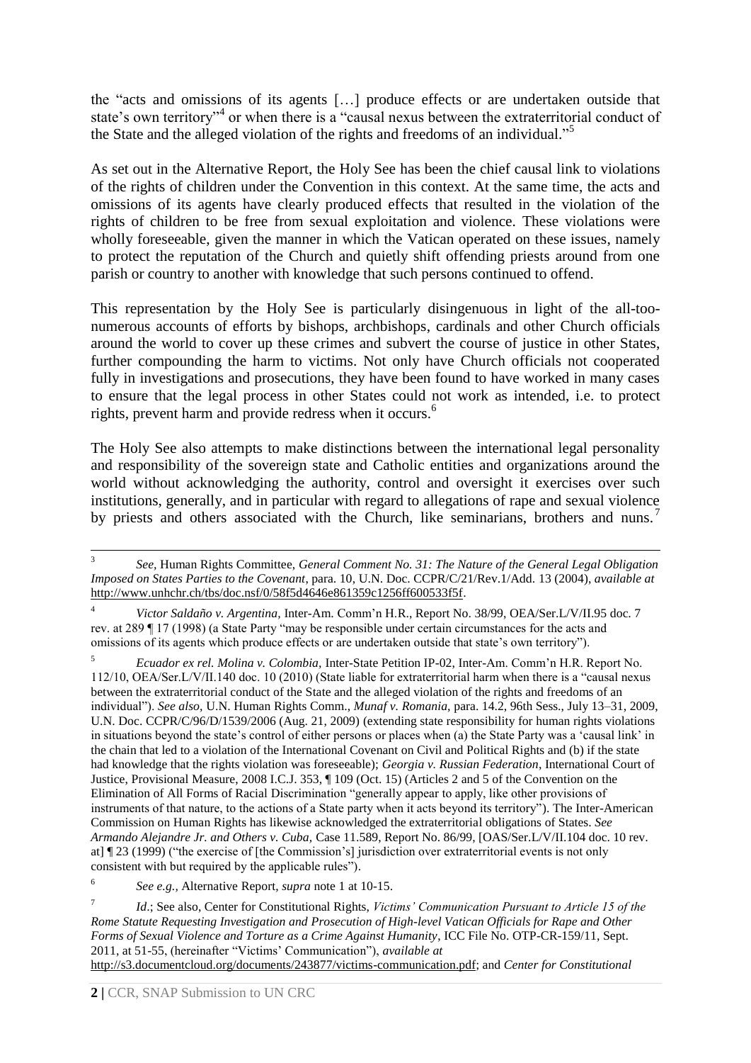the "acts and omissions of its agents […] produce effects or are undertaken outside that state's own territory"[4] or when there is a "causal nexus between the extraterritorial conduct of the State and the alleged violation of the rights and freedoms of an individual."[5]

As set out in the Alternative Report, the Holy See has been the chief causal link to violations of the rights of children under the Convention in this context. At the same time, the acts and omissions of its agents have clearly produced effects that resulted in the violation of the rights of children to be free from sexual exploitation and violence. These violations were wholly foreseeable, given the manner in which the Vatican operated on these issues, namely to protect the reputation of the Church and quietly shift offending priests around from one parish or country to another with knowledge that such persons continued to offend.

This representation by the Holy See is particularly disingenuous in light of the all-too-numerous accounts of efforts by bishops, archbishops, cardinals and other Church officials around the world to cover up these crimes and subvert the course of justice in other States, further compounding the harm to victims. Not only have Church officials not cooperated fully in investigations and prosecutions, they have been found to have worked in many cases to ensure that the legal process in other States could not work as intended, i.e. to protect rights, prevent harm and provide redress when it occurs.[6]

The Holy See also attempts to make distinctions between the international legal personality and responsibility of the sovereign state and Catholic entities and organizations around the world without acknowledging the authority, control and oversight it exercises over such institutions, generally, and in particular with regard to allegations of rape and sexual violence by priests and others associated with the Church, like seminarians, brothers and nuns.[7]

---

[3] *See,* Human Rights Committee, *General Comment No. 31: The Nature of the General Legal Obligation Imposed on States Parties to the Covenant*, para. 10, U.N. Doc. CCPR/C/21/Rev.1/Add. 13 (2004), *available at* http://www.unhchr.ch/tbs/doc.nsf/0/58f5d4646e861359c1256ff600533f5f.

[4] *Victor Saldaño v. Argentina,* Inter-Am. Comm'n H.R., Report No. 38/99, OEA/Ser.L/V/II.95 doc. 7 rev. at 289 ¶ 17 (1998) (a State Party "may be responsible under certain circumstances for the acts and omissions of its agents which produce effects or are undertaken outside that state's own territory").

[5] *Ecuador ex rel. Molina v. Colombia,* Inter-State Petition IP-02, Inter-Am. Comm'n H.R. Report No. 112/10, OEA/Ser.L/V/II.140 doc. 10 (2010) (State liable for extraterritorial harm when there is a "causal nexus between the extraterritorial conduct of the State and the alleged violation of the rights and freedoms of an individual"). *See also,* U.N. Human Rights Comm., *Munaf v. Romania,* para. 14.2, 96th Sess., July 13–31, 2009, U.N. Doc. CCPR/C/96/D/1539/2006 (Aug. 21, 2009) (extending state responsibility for human rights violations in situations beyond the state's control of either persons or places when (a) the State Party was a 'causal link' in the chain that led to a violation of the International Covenant on Civil and Political Rights and (b) if the state had knowledge that the rights violation was foreseeable); *Georgia v. Russian Federation*, International Court of Justice, Provisional Measure, 2008 I.C.J. 353, ¶ 109 (Oct. 15) (Articles 2 and 5 of the Convention on the Elimination of All Forms of Racial Discrimination "generally appear to apply, like other provisions of instruments of that nature, to the actions of a State party when it acts beyond its territory"). The Inter-American Commission on Human Rights has likewise acknowledged the extraterritorial obligations of States. *See Armando Alejandre Jr. and Others v. Cuba,* Case 11.589, Report No. 86/99, [OAS/Ser.L/V/II.104 doc. 10 rev. at] ¶ 23 (1999) ("the exercise of [the Commission's] jurisdiction over extraterritorial events is not only consistent with but required by the applicable rules").

[6] *See e.g.,* Alternative Report, *supra* note 1 at 10-15.

[7] *Id*.; See also, Center for Constitutional Rights, *Victims' Communication Pursuant to Article 15 of the Rome Statute Requesting Investigation and Prosecution of High-level Vatican Officials for Rape and Other Forms of Sexual Violence and Torture as a Crime Against Humanity*, ICC File No. OTP-CR-159/11, Sept. 2011, at 51-55, (hereinafter "Victims' Communication"), *available at* http://s3.documentcloud.org/documents/243877/victims-communication.pdf; and *Center for Constitutional*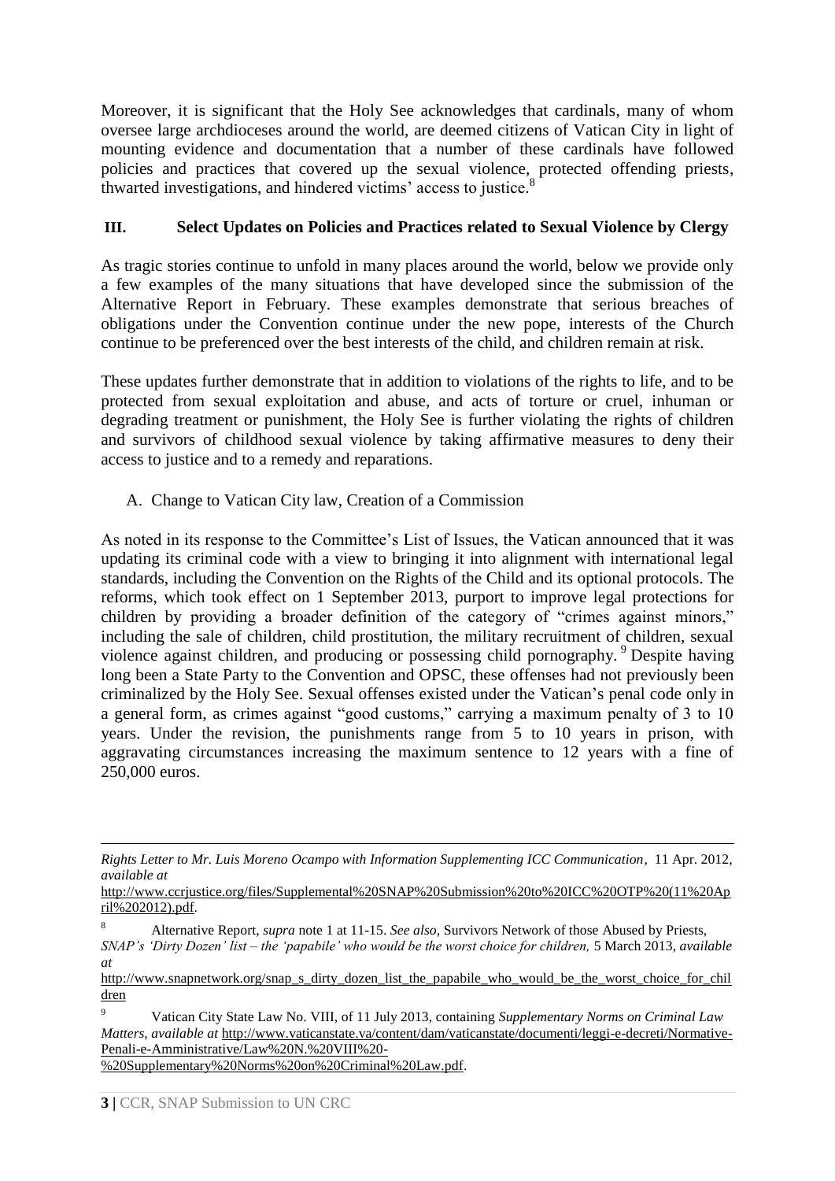Moreover, it is significant that the Holy See acknowledges that cardinals, many of whom oversee large archdioceses around the world, are deemed citizens of Vatican City in light of mounting evidence and documentation that a number of these cardinals have followed policies and practices that covered up the sexual violence, protected offending priests, thwarted investigations, and hindered victims' access to justice.[8]

## III. Select Updates on Policies and Practices related to Sexual Violence by Clergy

As tragic stories continue to unfold in many places around the world, below we provide only a few examples of the many situations that have developed since the submission of the Alternative Report in February. These examples demonstrate that serious breaches of obligations under the Convention continue under the new pope, interests of the Church continue to be preferenced over the best interests of the child, and children remain at risk.

These updates further demonstrate that in addition to violations of the rights to life, and to be protected from sexual exploitation and abuse, and acts of torture or cruel, inhuman or degrading treatment or punishment, the Holy See is further violating the rights of children and survivors of childhood sexual violence by taking affirmative measures to deny their access to justice and to a remedy and reparations.

### A. Change to Vatican City law, Creation of a Commission

As noted in its response to the Committee's List of Issues, the Vatican announced that it was updating its criminal code with a view to bringing it into alignment with international legal standards, including the Convention on the Rights of the Child and its optional protocols. The reforms, which took effect on 1 September 2013, purport to improve legal protections for children by providing a broader definition of the category of "crimes against minors," including the sale of children, child prostitution, the military recruitment of children, sexual violence against children, and producing or possessing child pornography.[9] Despite having long been a State Party to the Convention and OPSC, these offenses had not previously been criminalized by the Holy See. Sexual offenses existed under the Vatican's penal code only in a general form, as crimes against "good customs," carrying a maximum penalty of 3 to 10 years. Under the revision, the punishments range from 5 to 10 years in prison, with aggravating circumstances increasing the maximum sentence to 12 years with a fine of 250,000 euros.

---

*Rights Letter to Mr. Luis Moreno Ocampo with Information Supplementing ICC Communication*, 11 Apr. 2012, *available at* http://www.ccrjustice.org/files/Supplemental%20SNAP%20Submission%20to%20ICC%20OTP%20(11%20April%202012).pdf.

[8] Alternative Report, *supra* note 1 at 11-15. *See also,* Survivors Network of those Abused by Priests, *SNAP's 'Dirty Dozen' list – the 'papabile' who would be the worst choice for children,* 5 March 2013, *available at* http://www.snapnetwork.org/snap_s_dirty_dozen_list_the_papabile_who_would_be_the_worst_choice_for_children

[9] Vatican City State Law No. VIII, of 11 July 2013, containing *Supplementary Norms on Criminal Law Matters*, *available at* http://www.vaticanstate.va/content/dam/vaticanstate/documenti/leggi-e-decreti/Normative-Penali-e-Amministrative/Law%20N.%20VIII%20-%20Supplementary%20Norms%20on%20Criminal%20Law.pdf.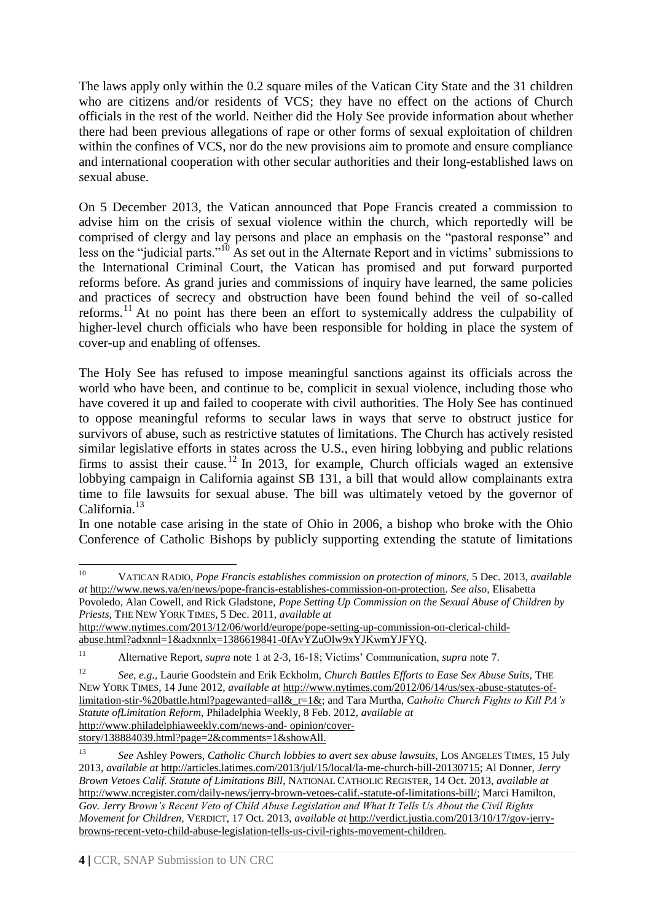The laws apply only within the 0.2 square miles of the Vatican City State and the 31 children who are citizens and/or residents of VCS; they have no effect on the actions of Church officials in the rest of the world. Neither did the Holy See provide information about whether there had been previous allegations of rape or other forms of sexual exploitation of children within the confines of VCS, nor do the new provisions aim to promote and ensure compliance and international cooperation with other secular authorities and their long-established laws on sexual abuse.

On 5 December 2013, the Vatican announced that Pope Francis created a commission to advise him on the crisis of sexual violence within the church, which reportedly will be comprised of clergy and lay persons and place an emphasis on the "pastoral response" and less on the "judicial parts."[10] As set out in the Alternate Report and in victims' submissions to the International Criminal Court, the Vatican has promised and put forward purported reforms before. As grand juries and commissions of inquiry have learned, the same policies and practices of secrecy and obstruction have been found behind the veil of so-called reforms.[11] At no point has there been an effort to systemically address the culpability of higher-level church officials who have been responsible for holding in place the system of cover-up and enabling of offenses.

The Holy See has refused to impose meaningful sanctions against its officials across the world who have been, and continue to be, complicit in sexual violence, including those who have covered it up and failed to cooperate with civil authorities. The Holy See has continued to oppose meaningful reforms to secular laws in ways that serve to obstruct justice for survivors of abuse, such as restrictive statutes of limitations. The Church has actively resisted similar legislative efforts in states across the U.S., even hiring lobbying and public relations firms to assist their cause.[12] In 2013, for example, Church officials waged an extensive lobbying campaign in California against SB 131, a bill that would allow complainants extra time to file lawsuits for sexual abuse. The bill was ultimately vetoed by the governor of California.[13]

In one notable case arising in the state of Ohio in 2006, a bishop who broke with the Ohio Conference of Catholic Bishops by publicly supporting extending the statute of limitations

---

[10] VATICAN RADIO, *Pope Francis establishes commission on protection of minors,* 5 Dec. 2013, *available at* http://www.news.va/en/news/pope-francis-establishes-commission-on-protection. *See also,* Elisabetta Povoledo, Alan Cowell, and Rick Gladstone, *Pope Setting Up Commission on the Sexual Abuse of Children by Priests,* THE NEW YORK TIMES, 5 Dec. 2011, *available at* http://www.nytimes.com/2013/12/06/world/europe/pope-setting-up-commission-on-clerical-child-abuse.html?adxnnl=1&adxnnlx=1386619841-0fAvYZuOlw9xYJKwmYJFYQ.

[11] Alternative Report, *supra* note 1 at 2-3, 16-18; Victims' Communication, *supra* note 7.

[12] *See, e.g.,* Laurie Goodstein and Erik Eckholm, *Church Battles Efforts to Ease Sex Abuse Suits,* THE NEW YORK TIMES, 14 June 2012, *available at* http://www.nytimes.com/2012/06/14/us/sex-abuse-statutes-of-limitation-stir-%20battle.html?pagewanted=all&_r=1&; and Tara Murtha, *Catholic Church Fights to Kill PA's Statute ofLimitation Reform,* Philadelphia Weekly, 8 Feb. 2012, *available at* http://www.philadelphiaweekly.com/news-and- opinion/cover-story/138884039.html?page=2&comments=1&showAll.

[13] *See* Ashley Powers, *Catholic Church lobbies to avert sex abuse lawsuits,* LOS ANGELES TIMES, 15 July 2013, *available at* http://articles.latimes.com/2013/jul/15/local/la-me-church-bill-20130715; Al Donner, *Jerry Brown Vetoes Calif. Statute of Limitations Bill,* NATIONAL CATHOLIC REGISTER, 14 Oct. 2013, *available at* http://www.ncregister.com/daily-news/jerry-brown-vetoes-calif.-statute-of-limitations-bill/; Marci Hamilton, *Gov. Jerry Brown's Recent Veto of Child Abuse Legislation and What It Tells Us About the Civil Rights Movement for Children,* VERDICT, 17 Oct. 2013, *available at* http://verdict.justia.com/2013/10/17/gov-jerry-browns-recent-veto-child-abuse-legislation-tells-us-civil-rights-movement-children.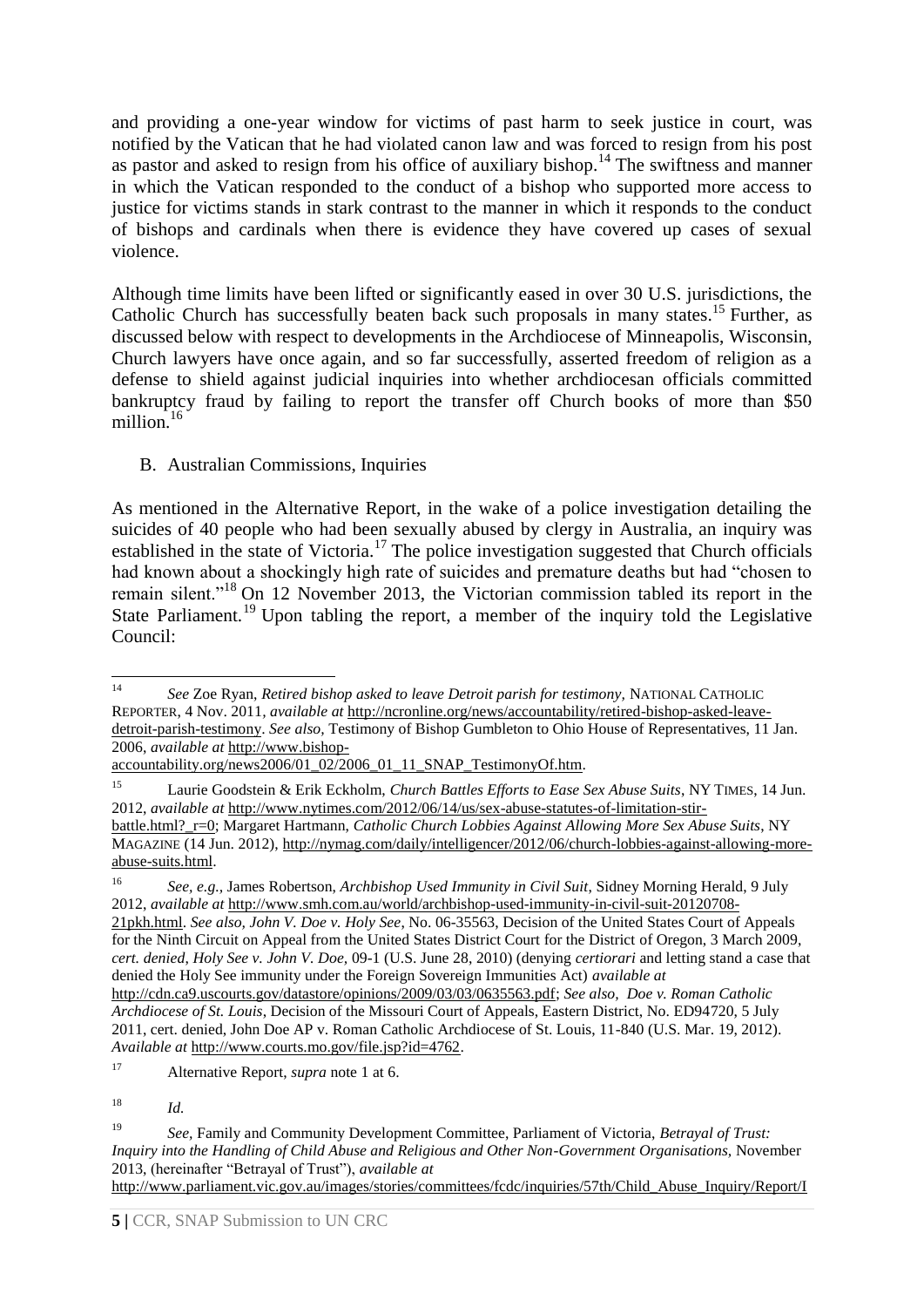and providing a one-year window for victims of past harm to seek justice in court, was notified by the Vatican that he had violated canon law and was forced to resign from his post as pastor and asked to resign from his office of auxiliary bishop.[14] The swiftness and manner in which the Vatican responded to the conduct of a bishop who supported more access to justice for victims stands in stark contrast to the manner in which it responds to the conduct of bishops and cardinals when there is evidence they have covered up cases of sexual violence.

Although time limits have been lifted or significantly eased in over 30 U.S. jurisdictions, the Catholic Church has successfully beaten back such proposals in many states.[15] Further, as discussed below with respect to developments in the Archdiocese of Minneapolis, Wisconsin, Church lawyers have once again, and so far successfully, asserted freedom of religion as a defense to shield against judicial inquiries into whether archdiocesan officials committed bankruptcy fraud by failing to report the transfer off Church books of more than $50 million.[16]

B. Australian Commissions, Inquiries

As mentioned in the Alternative Report, in the wake of a police investigation detailing the suicides of 40 people who had been sexually abused by clergy in Australia, an inquiry was established in the state of Victoria.[17] The police investigation suggested that Church officials had known about a shockingly high rate of suicides and premature deaths but had "chosen to remain silent."[18] On 12 November 2013, the Victorian commission tabled its report in the State Parliament.[19] Upon tabling the report, a member of the inquiry told the Legislative Council:

---

[14] *See* Zoe Ryan, *Retired bishop asked to leave Detroit parish for testimony,* NATIONAL CATHOLIC REPORTER, 4 Nov. 2011, *available at* http://ncronline.org/news/accountability/retired-bishop-asked-leave-detroit-parish-testimony. *See also,* Testimony of Bishop Gumbleton to Ohio House of Representatives, 11 Jan. 2006, *available at* http://www.bishop-accountability.org/news2006/01_02/2006_01_11_SNAP_TestimonyOf.htm.

[15] Laurie Goodstein & Erik Eckholm, *Church Battles Efforts to Ease Sex Abuse Suits*, NY TIMES, 14 Jun. 2012, *available at* http://www.nytimes.com/2012/06/14/us/sex-abuse-statutes-of-limitation-stir-battle.html?_r=0; Margaret Hartmann, *Catholic Church Lobbies Against Allowing More Sex Abuse Suits*, NY MAGAZINE (14 Jun. 2012), http://nymag.com/daily/intelligencer/2012/06/church-lobbies-against-allowing-more-abuse-suits.html.

[16] *See, e.g.,* James Robertson, *Archbishop Used Immunity in Civil Suit*, Sidney Morning Herald, 9 July 2012, *available at* http://www.smh.com.au/world/archbishop-used-immunity-in-civil-suit-20120708-21pkh.html. *See also, John V. Doe v. Holy See,* No. 06-35563, Decision of the United States Court of Appeals for the Ninth Circuit on Appeal from the United States District Court for the District of Oregon, 3 March 2009, *cert. denied, Holy See v. John V. Doe,* 09-1 (U.S. June 28, 2010) (denying *certiorari* and letting stand a case that denied the Holy See immunity under the Foreign Sovereign Immunities Act) *available at* http://cdn.ca9.uscourts.gov/datastore/opinions/2009/03/03/0635563.pdf; *See also, Doe v. Roman Catholic Archdiocese of St. Louis*, Decision of the Missouri Court of Appeals, Eastern District, No. ED94720, 5 July 2011, cert. denied, John Doe AP v. Roman Catholic Archdiocese of St. Louis, 11-840 (U.S. Mar. 19, 2012). *Available at* http://www.courts.mo.gov/file.jsp?id=4762.

[17] Alternative Report, *supra* note 1 at 6.

[18] *Id.*

[19] *See,* Family and Community Development Committee, Parliament of Victoria, *Betrayal of Trust: Inquiry into the Handling of Child Abuse and Religious and Other Non-Government Organisations,* November 2013, (hereinafter "Betrayal of Trust"), *available at* http://www.parliament.vic.gov.au/images/stories/committees/fcdc/inquiries/57th/Child_Abuse_Inquiry/Report/I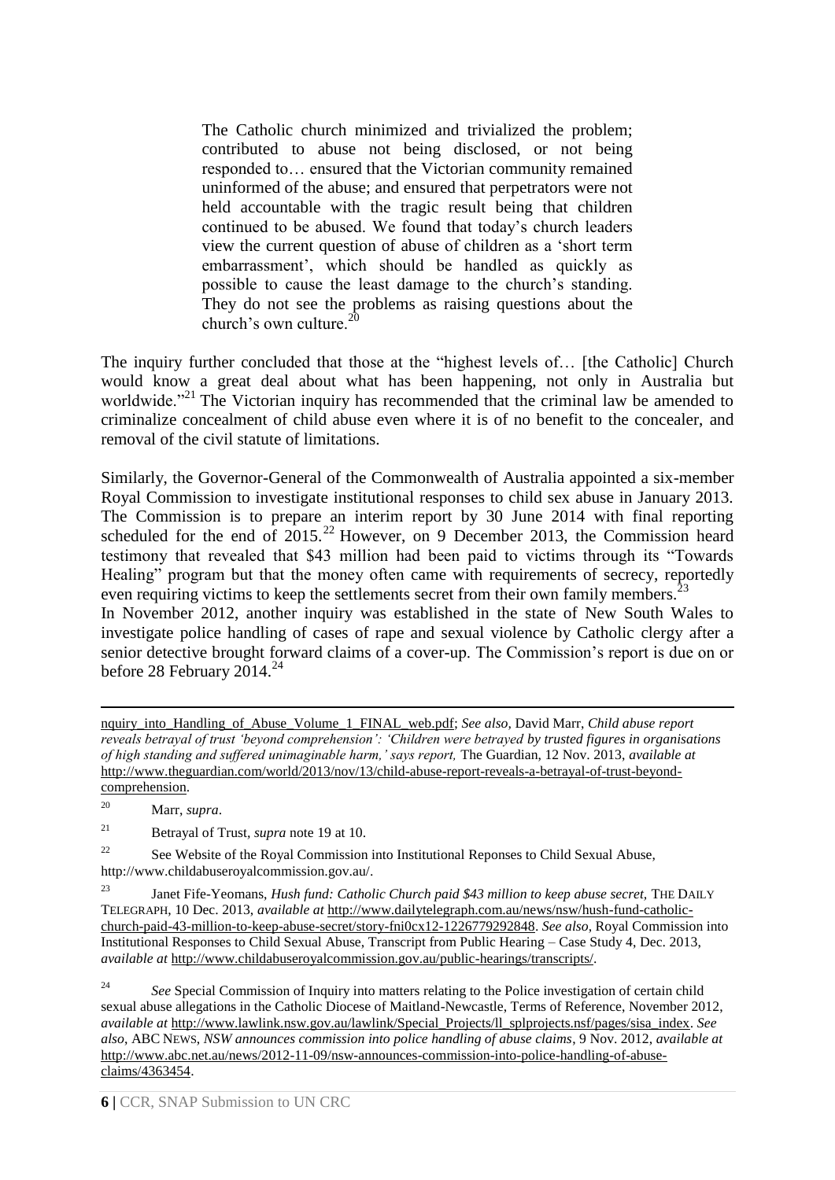> The Catholic church minimized and trivialized the problem; contributed to abuse not being disclosed, or not being responded to… ensured that the Victorian community remained uninformed of the abuse; and ensured that perpetrators were not held accountable with the tragic result being that children continued to be abused. We found that today's church leaders view the current question of abuse of children as a 'short term embarrassment', which should be handled as quickly as possible to cause the least damage to the church's standing. They do not see the problems as raising questions about the church's own culture.[20]

The inquiry further concluded that those at the "highest levels of… [the Catholic] Church would know a great deal about what has been happening, not only in Australia but worldwide."[21] The Victorian inquiry has recommended that the criminal law be amended to criminalize concealment of child abuse even where it is of no benefit to the concealer, and removal of the civil statute of limitations.

Similarly, the Governor-General of the Commonwealth of Australia appointed a six-member Royal Commission to investigate institutional responses to child sex abuse in January 2013. The Commission is to prepare an interim report by 30 June 2014 with final reporting scheduled for the end of 2015.[22] However, on 9 December 2013, the Commission heard testimony that revealed that $43 million had been paid to victims through its "Towards Healing" program but that the money often came with requirements of secrecy, reportedly even requiring victims to keep the settlements secret from their own family members.[23]

In November 2012, another inquiry was established in the state of New South Wales to investigate police handling of cases of rape and sexual violence by Catholic clergy after a senior detective brought forward claims of a cover-up. The Commission's report is due on or before 28 February 2014.[24]

---

nquiry_into_Handling_of_Abuse_Volume_1_FINAL_web.pdf; *See also*, David Marr, *Child abuse report reveals betrayal of trust 'beyond comprehension': 'Children were betrayed by trusted figures in organisations of high standing and suffered unimaginable harm,' says report,* The Guardian, 12 Nov. 2013, *available at* http://www.theguardian.com/world/2013/nov/13/child-abuse-report-reveals-a-betrayal-of-trust-beyond-comprehension.

[20] Marr, *supra*.

[21] Betrayal of Trust, *supra* note 19 at 10.

[22] See Website of the Royal Commission into Institutional Reponses to Child Sexual Abuse, http://www.childabuseroyalcommission.gov.au/.

[23] Janet Fife-Yeomans, *Hush fund: Catholic Church paid $43 million to keep abuse secret,* THE DAILY TELEGRAPH, 10 Dec. 2013, *available at* http://www.dailytelegraph.com.au/news/nsw/hush-fund-catholic-church-paid-43-million-to-keep-abuse-secret/story-fni0cx12-1226779292848. *See also*, Royal Commission into Institutional Responses to Child Sexual Abuse, Transcript from Public Hearing – Case Study 4, Dec. 2013, *available at* http://www.childabuseroyalcommission.gov.au/public-hearings/transcripts/.

[24] *See* Special Commission of Inquiry into matters relating to the Police investigation of certain child sexual abuse allegations in the Catholic Diocese of Maitland-Newcastle, Terms of Reference, November 2012, *available at* http://www.lawlink.nsw.gov.au/lawlink/Special_Projects/ll_splprojects.nsf/pages/sisa_index. *See also*, ABC NEWS, *NSW announces commission into police handling of abuse claims*, 9 Nov. 2012, *available at* http://www.abc.net.au/news/2012-11-09/nsw-announces-commission-into-police-handling-of-abuse-claims/4363454.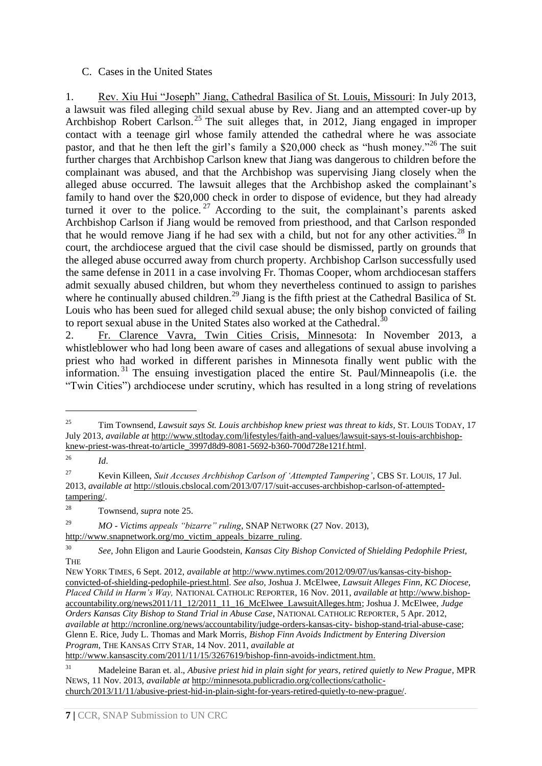C. Cases in the United States

1. Rev. Xiu Hui "Joseph" Jiang, Cathedral Basilica of St. Louis, Missouri: In July 2013, a lawsuit was filed alleging child sexual abuse by Rev. Jiang and an attempted cover-up by Archbishop Robert Carlson.[25] The suit alleges that, in 2012, Jiang engaged in improper contact with a teenage girl whose family attended the cathedral where he was associate pastor, and that he then left the girl's family a $20,000 check as "hush money."[26] The suit further charges that Archbishop Carlson knew that Jiang was dangerous to children before the complainant was abused, and that the Archbishop was supervising Jiang closely when the alleged abuse occurred. The lawsuit alleges that the Archbishop asked the complainant's family to hand over the $20,000 check in order to dispose of evidence, but they had already turned it over to the police.[27] According to the suit, the complainant's parents asked Archbishop Carlson if Jiang would be removed from priesthood, and that Carlson responded that he would remove Jiang if he had sex with a child, but not for any other activities.[28] In court, the archdiocese argued that the civil case should be dismissed, partly on grounds that the alleged abuse occurred away from church property. Archbishop Carlson successfully used the same defense in 2011 in a case involving Fr. Thomas Cooper, whom archdiocesan staffers admit sexually abused children, but whom they nevertheless continued to assign to parishes where he continually abused children.[29] Jiang is the fifth priest at the Cathedral Basilica of St. Louis who has been sued for alleged child sexual abuse; the only bishop convicted of failing to report sexual abuse in the United States also worked at the Cathedral.[30]

2. Fr. Clarence Vavra, Twin Cities Crisis, Minnesota: In November 2013, a whistleblower who had long been aware of cases and allegations of sexual abuse involving a priest who had worked in different parishes in Minnesota finally went public with the information.[31] The ensuing investigation placed the entire St. Paul/Minneapolis (i.e. the "Twin Cities") archdiocese under scrutiny, which has resulted in a long string of revelations

---

[25] Tim Townsend, *Lawsuit says St. Louis archbishop knew priest was threat to kids*, ST. LOUIS TODAY, 17 July 2013, *available at* http://www.stltoday.com/lifestyles/faith-and-values/lawsuit-says-st-louis-archbishop-knew-priest-was-threat-to/article_3997d8d9-8081-5692-b360-700d728e121f.html.

[26] *Id*.

[27] Kevin Killeen, *Suit Accuses Archbishop Carlson of 'Attempted Tampering'*, CBS ST. LOUIS, 17 Jul. 2013, *available at* http://stlouis.cbslocal.com/2013/07/17/suit-accuses-archbishop-carlson-of-attempted-tampering/.

[28] Townsend, *supra* note 25.

[29] *MO - Victims appeals "bizarre" ruling*, SNAP NETWORK (27 Nov. 2013), http://www.snapnetwork.org/mo_victim_appeals_bizarre_ruling.

[30] *See,* John Eligon and Laurie Goodstein, *Kansas City Bishop Convicted of Shielding Pedophile Priest,* THE NEW YORK TIMES, 6 Sept. 2012, *available at* http://www.nytimes.com/2012/09/07/us/kansas-city-bishop-convicted-of-shielding-pedophile-priest.html. *See also,* Joshua J. McElwee, *Lawsuit Alleges Finn, KC Diocese, Placed Child in Harm's Way,* NATIONAL CATHOLIC REPORTER, 16 Nov. 2011, *available at* http://www.bishop-accountability.org/news2011/11_12/2011_11_16_McElwee_LawsuitAlleges.htm; Joshua J. McElwee, *Judge Orders Kansas City Bishop to Stand Trial in Abuse Case*, NATIONAL CATHOLIC REPORTER, 5 Apr. 2012, *available at* http://ncronline.org/news/accountability/judge-orders-kansas-city- bishop-stand-trial-abuse-case; Glenn E. Rice, Judy L. Thomas and Mark Morris, *Bishop Finn Avoids Indictment by Entering Diversion Program*, THE KANSAS CITY STAR, 14 Nov. 2011, *available at* http://www.kansascity.com/2011/11/15/3267619/bishop-finn-avoids-indictment.htm.

[31] Madeleine Baran et. al., *Abusive priest hid in plain sight for years, retired quietly to New Prague*, MPR NEWS, 11 Nov. 2013, *available at* http://minnesota.publicradio.org/collections/catholic-church/2013/11/11/abusive-priest-hid-in-plain-sight-for-years-retired-quietly-to-new-prague/.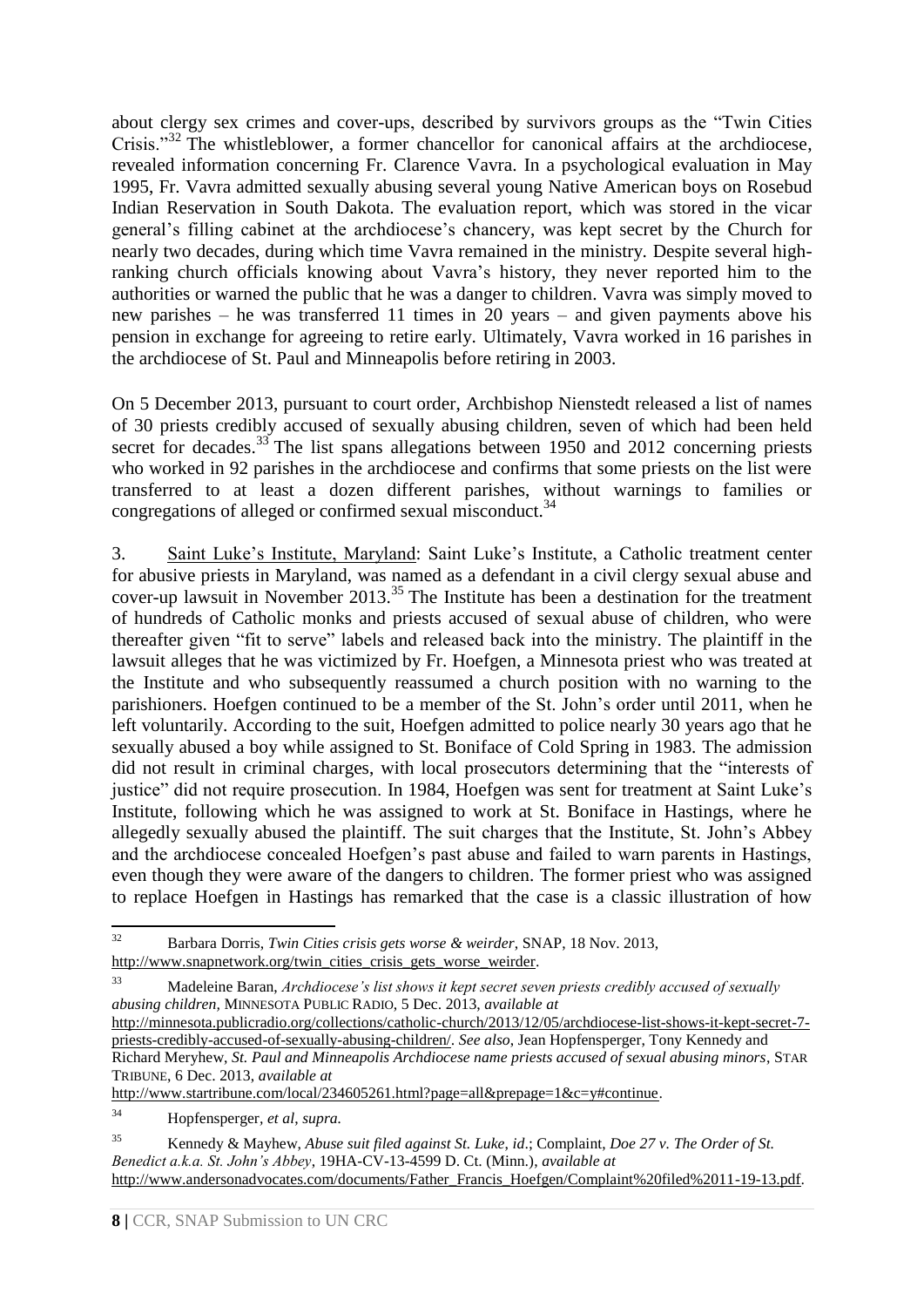about clergy sex crimes and cover-ups, described by survivors groups as the "Twin Cities Crisis."[32] The whistleblower, a former chancellor for canonical affairs at the archdiocese, revealed information concerning Fr. Clarence Vavra. In a psychological evaluation in May 1995, Fr. Vavra admitted sexually abusing several young Native American boys on Rosebud Indian Reservation in South Dakota. The evaluation report, which was stored in the vicar general's filling cabinet at the archdiocese's chancery, was kept secret by the Church for nearly two decades, during which time Vavra remained in the ministry. Despite several high-ranking church officials knowing about Vavra's history, they never reported him to the authorities or warned the public that he was a danger to children. Vavra was simply moved to new parishes – he was transferred 11 times in 20 years – and given payments above his pension in exchange for agreeing to retire early. Ultimately, Vavra worked in 16 parishes in the archdiocese of St. Paul and Minneapolis before retiring in 2003.

On 5 December 2013, pursuant to court order, Archbishop Nienstedt released a list of names of 30 priests credibly accused of sexually abusing children, seven of which had been held secret for decades.[33] The list spans allegations between 1950 and 2012 concerning priests who worked in 92 parishes in the archdiocese and confirms that some priests on the list were transferred to at least a dozen different parishes, without warnings to families or congregations of alleged or confirmed sexual misconduct.[34]

3. <u>Saint Luke's Institute, Maryland</u>: Saint Luke's Institute, a Catholic treatment center for abusive priests in Maryland, was named as a defendant in a civil clergy sexual abuse and cover-up lawsuit in November 2013.[35] The Institute has been a destination for the treatment of hundreds of Catholic monks and priests accused of sexual abuse of children, who were thereafter given "fit to serve" labels and released back into the ministry. The plaintiff in the lawsuit alleges that he was victimized by Fr. Hoefgen, a Minnesota priest who was treated at the Institute and who subsequently reassumed a church position with no warning to the parishioners. Hoefgen continued to be a member of the St. John's order until 2011, when he left voluntarily. According to the suit, Hoefgen admitted to police nearly 30 years ago that he sexually abused a boy while assigned to St. Boniface of Cold Spring in 1983. The admission did not result in criminal charges, with local prosecutors determining that the "interests of justice" did not require prosecution. In 1984, Hoefgen was sent for treatment at Saint Luke's Institute, following which he was assigned to work at St. Boniface in Hastings, where he allegedly sexually abused the plaintiff. The suit charges that the Institute, St. John's Abbey and the archdiocese concealed Hoefgen's past abuse and failed to warn parents in Hastings, even though they were aware of the dangers to children. The former priest who was assigned to replace Hoefgen in Hastings has remarked that the case is a classic illustration of how

---

[32] Barbara Dorris, *Twin Cities crisis gets worse & weirder*, SNAP, 18 Nov. 2013, http://www.snapnetwork.org/twin_cities_crisis_gets_worse_weirder.

[33] Madeleine Baran, *Archdiocese's list shows it kept secret seven priests credibly accused of sexually abusing children*, MINNESOTA PUBLIC RADIO, 5 Dec. 2013, *available at* http://minnesota.publicradio.org/collections/catholic-church/2013/12/05/archdiocese-list-shows-it-kept-secret-7-priests-credibly-accused-of-sexually-abusing-children/. *See also*, Jean Hopfensperger, Tony Kennedy and Richard Meryhew, *St. Paul and Minneapolis Archdiocese name priests accused of sexual abusing minors*, STAR TRIBUNE, 6 Dec. 2013, *available at* http://www.startribune.com/local/234605261.html?page=all&prepage=1&c=y#continue.

[34] Hopfensperger, *et al*, *supra.*

[35] Kennedy & Mayhew, *Abuse suit filed against St. Luke*, *id*.; Complaint, *Doe 27 v. The Order of St. Benedict a.k.a. St. John's Abbey*, 19HA-CV-13-4599 D. Ct. (Minn.), *available at* http://www.andersonadvocates.com/documents/Father_Francis_Hoefgen/Complaint%20filed%2011-19-13.pdf.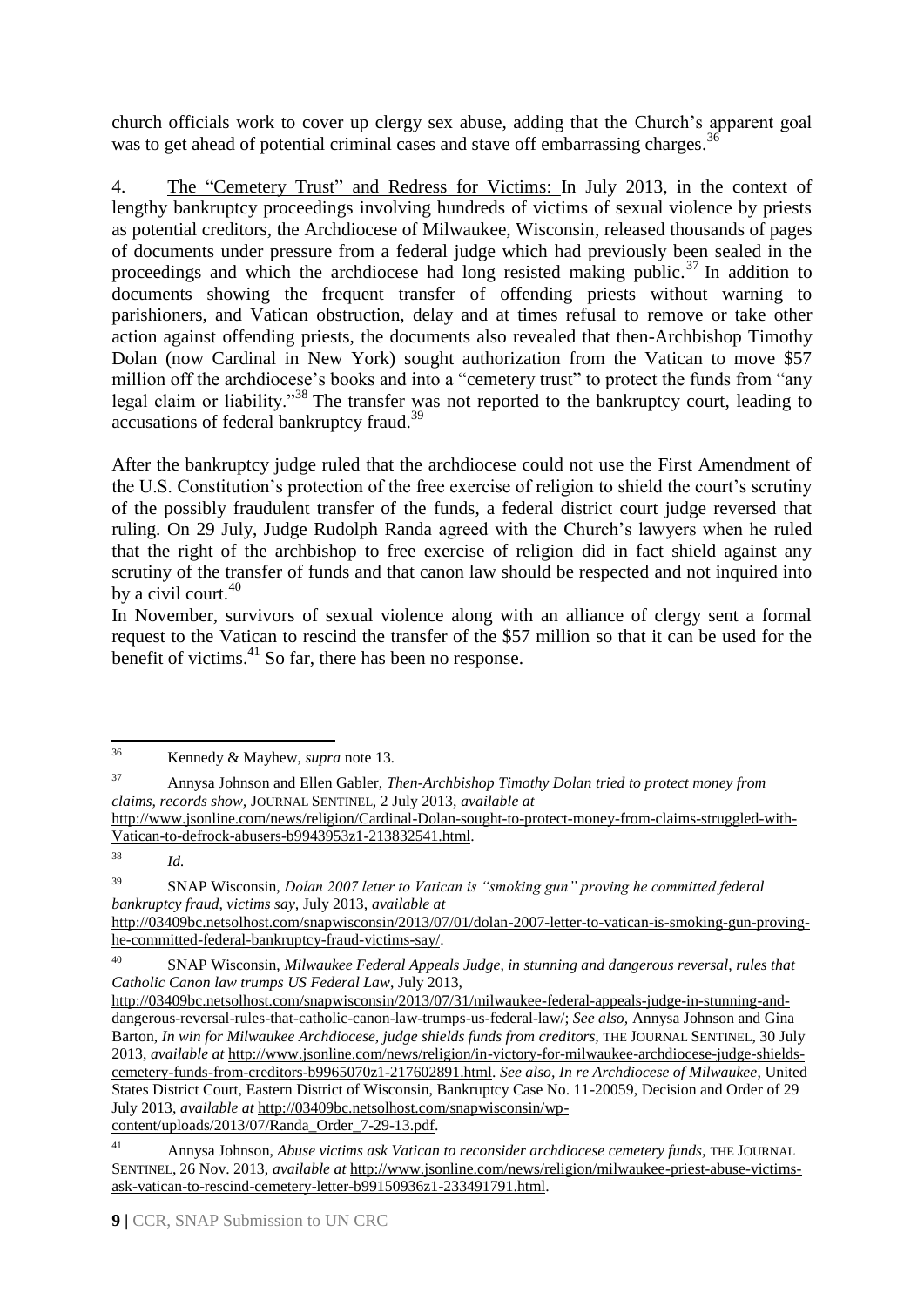church officials work to cover up clergy sex abuse, adding that the Church's apparent goal was to get ahead of potential criminal cases and stave off embarrassing charges.[36]

4. The "Cemetery Trust" and Redress for Victims: In July 2013, in the context of lengthy bankruptcy proceedings involving hundreds of victims of sexual violence by priests as potential creditors, the Archdiocese of Milwaukee, Wisconsin, released thousands of pages of documents under pressure from a federal judge which had previously been sealed in the proceedings and which the archdiocese had long resisted making public.[37] In addition to documents showing the frequent transfer of offending priests without warning to parishioners, and Vatican obstruction, delay and at times refusal to remove or take other action against offending priests, the documents also revealed that then-Archbishop Timothy Dolan (now Cardinal in New York) sought authorization from the Vatican to move $57 million off the archdiocese's books and into a "cemetery trust" to protect the funds from "any legal claim or liability."[38] The transfer was not reported to the bankruptcy court, leading to accusations of federal bankruptcy fraud.[39]

After the bankruptcy judge ruled that the archdiocese could not use the First Amendment of the U.S. Constitution's protection of the free exercise of religion to shield the court's scrutiny of the possibly fraudulent transfer of the funds, a federal district court judge reversed that ruling. On 29 July, Judge Rudolph Randa agreed with the Church's lawyers when he ruled that the right of the archbishop to free exercise of religion did in fact shield against any scrutiny of the transfer of funds and that canon law should be respected and not inquired into by a civil court.[40]

In November, survivors of sexual violence along with an alliance of clergy sent a formal request to the Vatican to rescind the transfer of the $57 million so that it can be used for the benefit of victims.[41] So far, there has been no response.

---

[36] Kennedy & Mayhew, *supra* note 13.

[37] Annysa Johnson and Ellen Gabler, *Then-Archbishop Timothy Dolan tried to protect money from claims, records show*, JOURNAL SENTINEL, 2 July 2013, *available at* http://www.jsonline.com/news/religion/Cardinal-Dolan-sought-to-protect-money-from-claims-struggled-with-Vatican-to-defrock-abusers-b9943953z1-213832541.html.

[38] *Id.*

[39] SNAP Wisconsin, *Dolan 2007 letter to Vatican is "smoking gun" proving he committed federal bankruptcy fraud, victims say*, July 2013, *available at* http://03409bc.netsolhost.com/snapwisconsin/2013/07/01/dolan-2007-letter-to-vatican-is-smoking-gun-proving-he-committed-federal-bankruptcy-fraud-victims-say/.

[40] SNAP Wisconsin, *Milwaukee Federal Appeals Judge, in stunning and dangerous reversal, rules that Catholic Canon law trumps US Federal Law*, July 2013, http://03409bc.netsolhost.com/snapwisconsin/2013/07/31/milwaukee-federal-appeals-judge-in-stunning-and-dangerous-reversal-rules-that-catholic-canon-law-trumps-us-federal-law/; *See also,* Annysa Johnson and Gina Barton, *In win for Milwaukee Archdiocese, judge shields funds from creditors*, THE JOURNAL SENTINEL, 30 July 2013, *available at* http://www.jsonline.com/news/religion/in-victory-for-milwaukee-archdiocese-judge-shields-cemetery-funds-from-creditors-b9965070z1-217602891.html. *See also, In re Archdiocese of Milwaukee*, United States District Court, Eastern District of Wisconsin, Bankruptcy Case No. 11-20059, Decision and Order of 29 July 2013, *available at* http://03409bc.netsolhost.com/snapwisconsin/wp-content/uploads/2013/07/Randa_Order_7-29-13.pdf.

[41] Annysa Johnson, *Abuse victims ask Vatican to reconsider archdiocese cemetery funds*, THE JOURNAL SENTINEL, 26 Nov. 2013, *available at* http://www.jsonline.com/news/religion/milwaukee-priest-abuse-victims-ask-vatican-to-rescind-cemetery-letter-b99150936z1-233491791.html.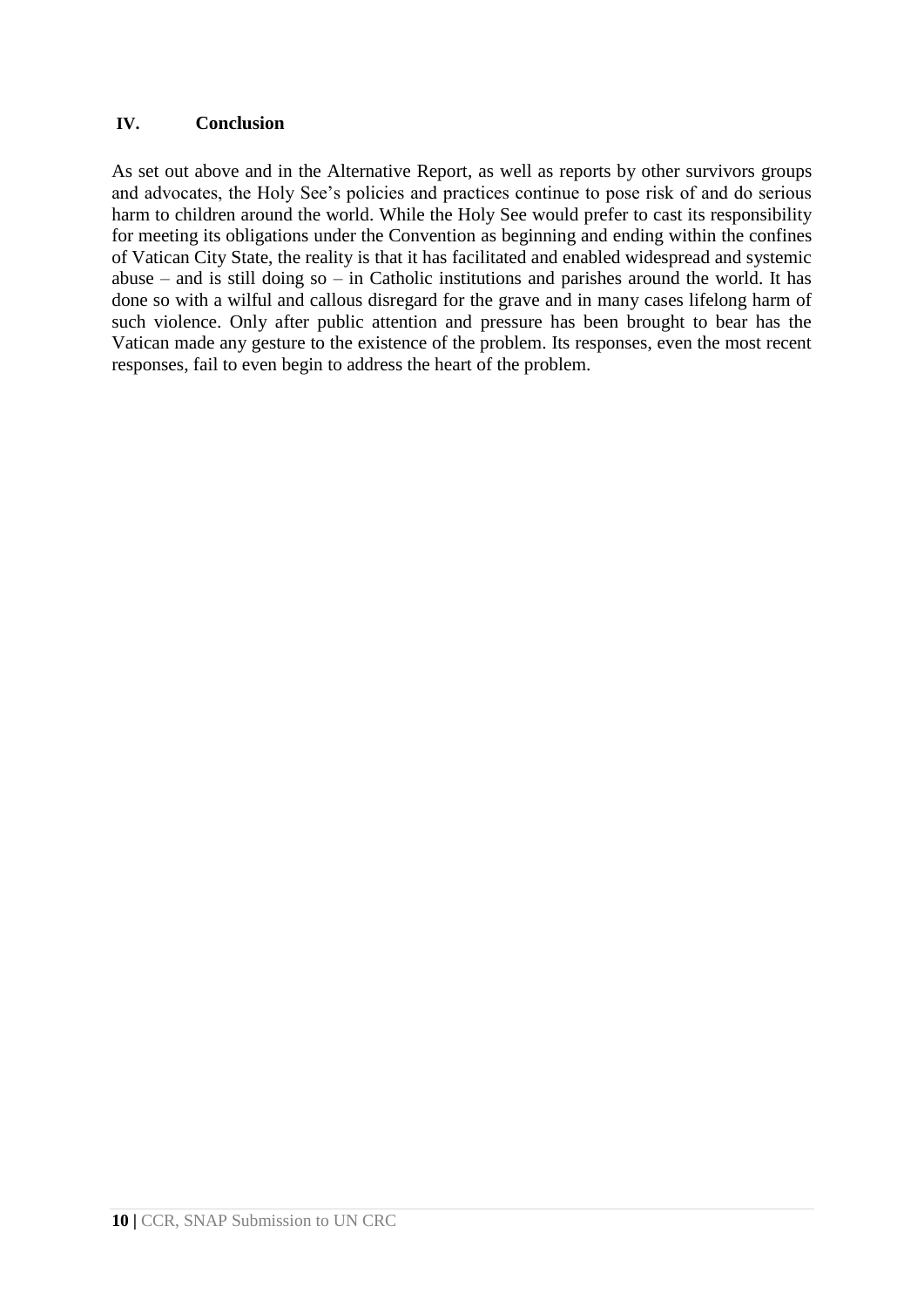## IV. Conclusion

As set out above and in the Alternative Report, as well as reports by other survivors groups and advocates, the Holy See's policies and practices continue to pose risk of and do serious harm to children around the world. While the Holy See would prefer to cast its responsibility for meeting its obligations under the Convention as beginning and ending within the confines of Vatican City State, the reality is that it has facilitated and enabled widespread and systemic abuse – and is still doing so – in Catholic institutions and parishes around the world. It has done so with a wilful and callous disregard for the grave and in many cases lifelong harm of such violence. Only after public attention and pressure has been brought to bear has the Vatican made any gesture to the existence of the problem. Its responses, even the most recent responses, fail to even begin to address the heart of the problem.